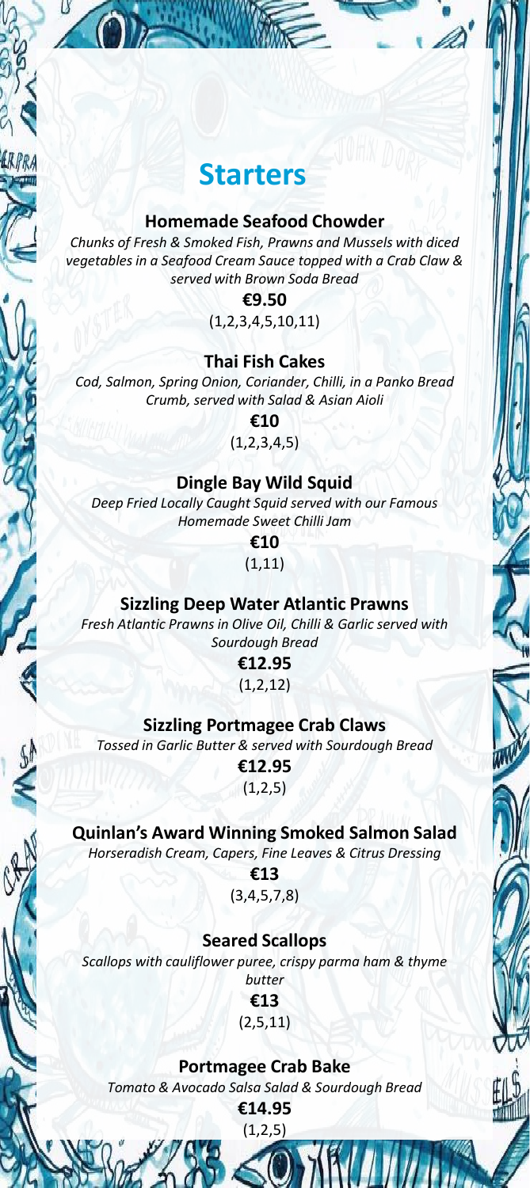# Starters

### Homemade Seafood Chowder

*Chunks of Fresh & Smoked Fish, Prawns and Mussels with diced vegetables in a Seafood Cream Sauce topped with a Crab Claw & served with Brown Soda Bread*

**€9.50**

(1,2,3,4,5,10,11)

### Thai Fish Cakes

*Cod, Salmon, Spring Onion, Coriander, Chilli, in a Panko Bread Crumb, served with Salad & Asian Aioli*

**€10**

(1,2,3,4,5)

### Dingle Bay Wild Squid

*Deep Fried Locally Caught Squid served with our Famous Homemade Sweet Chilli Jam*

**€10**

(1,11)

### Sizzling Deep Water Atlantic Prawns

*Fresh Atlantic Prawns in Olive Oil, Chilli & Garlic served with Sourdough Bread*

**€12.95**

(1,2,12)

### Sizzling Portmagee Crab Claws

*Tossed in Garlic Butter & served with Sourdough Bread*

**€12.95**

(1,2,5)

### Quinlan's Award Winning Smoked Salmon Salad

*Horseradish Cream, Capers, Fine Leaves & Citrus Dressing*

**€13**

(3,4,5,7,8)

### Seared Scallops

*Scallops with cauliflower puree, crispy parma ham & thyme butter*

**€13**

(2,5,11)

### Portmagee Crab Bake

*Tomato & Avocado Salsa Salad & Sourdough Bread*

**€14.95**

(1,2,5)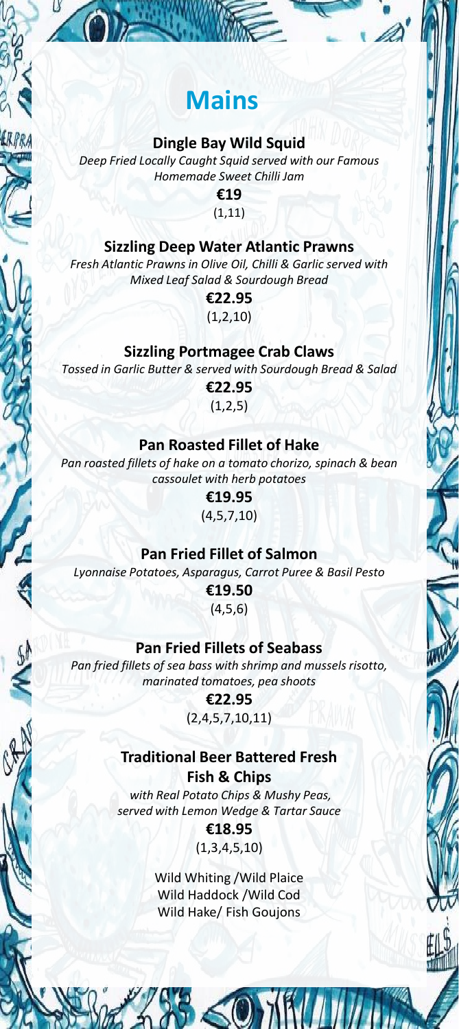# Mains

### Dingle Bay Wild Squid

*Deep Fried Locally Caught Squid served with our Famous Homemade Sweet Chilli Jam*

**€19**

(1,11)

### Sizzling Deep Water Atlantic Prawns

*Fresh Atlantic Prawns in Olive Oil, Chilli & Garlic served with Mixed Leaf Salad & Sourdough Bread*

**€22.95**

(1,2,10)

### Sizzling Portmagee Crab Claws

*Tossed in Garlic Butter & served with Sourdough Bread & Salad*

**€22.95**

(1,2,5)

### Pan Roasted Fillet of Hake

*Pan roasted fillets of hake on a tomato chorizo, spinach & bean cassoulet with herb potatoes*

**€19.95**

(4,5,7,10)

### Pan Fried Fillet of Salmon

*Lyonnaise Potatoes, Asparagus, Carrot Puree & Basil Pesto*

**€19.50**

(4,5,6)

### Pan Fried Fillets of Seabass

*Pan fried fillets of sea bass with shrimp and mussels risotto, marinated tomatoes, pea shoots*

**€22.95**

(2,4,5,7,10,11)

### Traditional Beer Battered Fresh Fish & Chips

*with Real Potato Chips & Mushy Peas, served with Lemon Wedge & Tartar Sauce*

**€18.95**

(1,3,4,5,10)

Wild Whiting /Wild Plaice
Wild Haddock /Wild Cod
Wild Hake/ Fish Goujons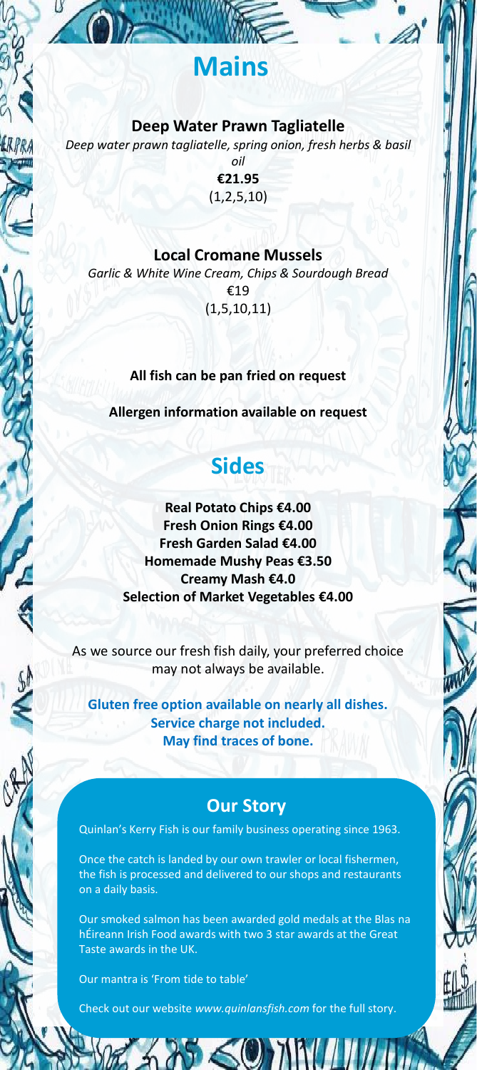# Mains

### Deep Water Prawn Tagliatelle

*Deep water prawn tagliatelle, spring onion, fresh herbs & basil oil*

**€21.95**

(1,2,5,10)

### Local Cromane Mussels

*Garlic & White Wine Cream, Chips & Sourdough Bread*

€19

(1,5,10,11)

**All fish can be pan fried on request**

**Allergen information available on request**

# Sides

**Real Potato Chips €4.00**
**Fresh Onion Rings €4.00**
**Fresh Garden Salad €4.00**
**Homemade Mushy Peas €3.50**
**Creamy Mash €4.0**
**Selection of Market Vegetables €4.00**

As we source our fresh fish daily, your preferred choice may not always be available.

**Gluten free option available on nearly all dishes.**
**Service charge not included.**
**May find traces of bone.**

## Our Story

Quinlan's Kerry Fish is our family business operating since 1963.

Once the catch is landed by our own trawler or local fishermen, the fish is processed and delivered to our shops and restaurants on a daily basis.

Our smoked salmon has been awarded gold medals at the Blas na hÉireann Irish Food awards with two 3 star awards at the Great Taste awards in the UK.

Our mantra is 'From tide to table'

Check out our website *www.quinlansfish.com* for the full story.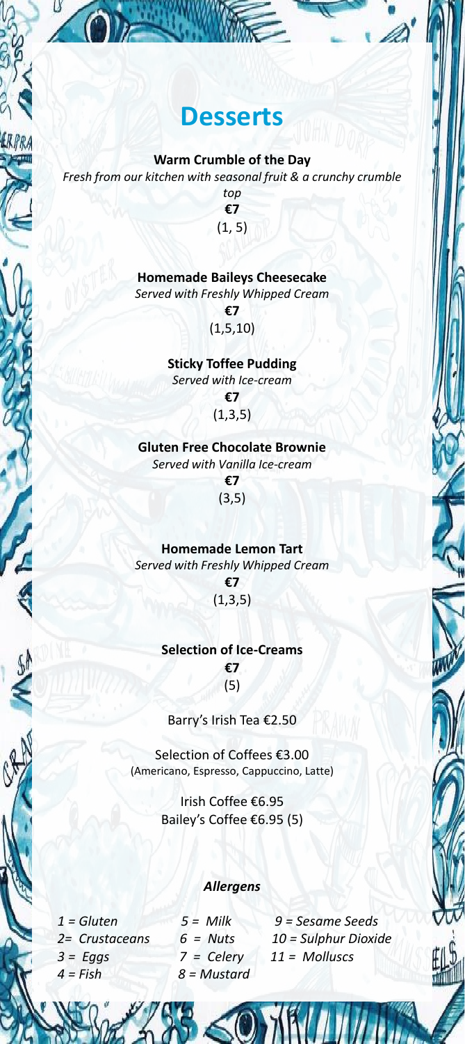# Desserts

**Warm Crumble of the Day**
*Fresh from our kitchen with seasonal fruit & a crunchy crumble top*
**€7**
(1, 5)

**Homemade Baileys Cheesecake**
*Served with Freshly Whipped Cream*
**€7**
(1,5,10)

**Sticky Toffee Pudding**
*Served with Ice-cream*
**€7**
(1,3,5)

**Gluten Free Chocolate Brownie**
*Served with Vanilla Ice-cream*
**€7**
(3,5)

**Homemade Lemon Tart**
*Served with Freshly Whipped Cream*
**€7**
(1,3,5)

**Selection of Ice-Creams**
**€7**
(5)

Barry's Irish Tea €2.50

Selection of Coffees €3.00
(Americano, Espresso, Cappuccino, Latte)

Irish Coffee €6.95
Bailey's Coffee €6.95 (5)

***Allergens***

*1 = Gluten*
*2= Crustaceans*
*3 = Eggs*
*4 = Fish*
*5 = Milk*
*6 = Nuts*
*7 = Celery*
*8 = Mustard*
*9 = Sesame Seeds*
*10 = Sulphur Dioxide*
*11 = Molluscs*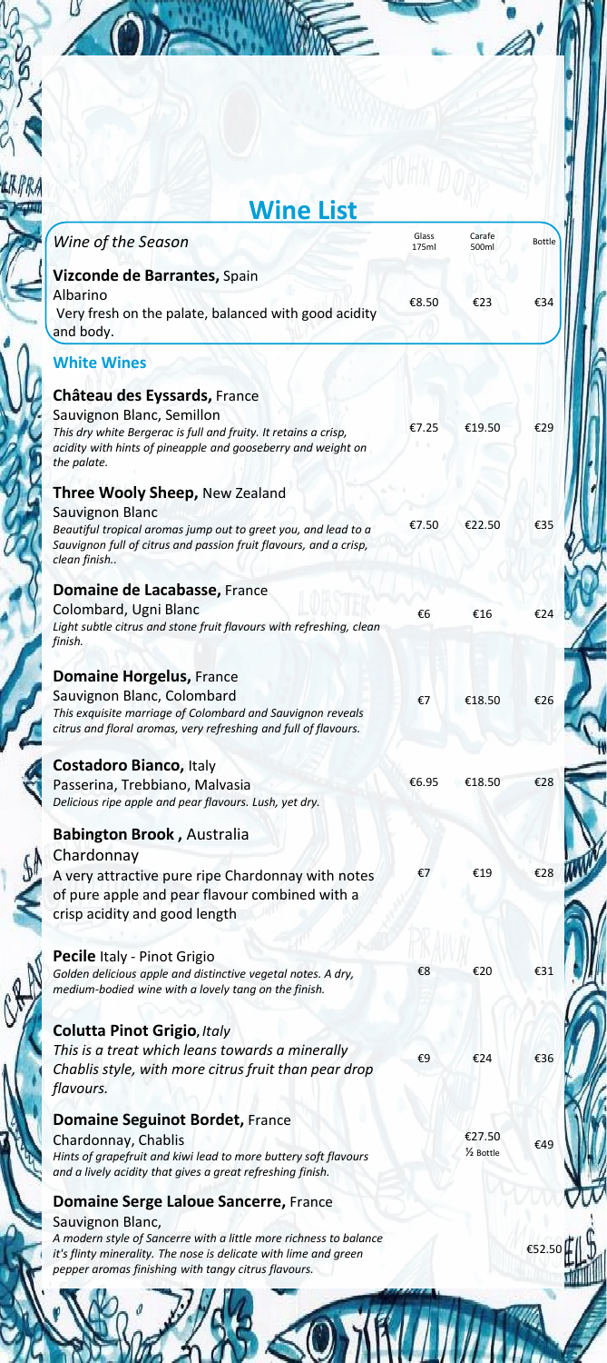# Wine List

| Wine of the Season | Glass 175ml | Carafe 500ml | Bottle |
|---|---|---|---|
| **Vizconde de Barrantes,** Spain<br>Albarino<br>Very fresh on the palate, balanced with good acidity and body. | €8.50 | €23 | €34 |

## White Wines

| | Glass 175ml | Carafe 500ml | Bottle |
|---|---|---|---|
| **Château des Eyssards,** France<br>Sauvignon Blanc, Semillon<br>*This dry white Bergerac is full and fruity. It retains a crisp, acidity with hints of pineapple and gooseberry and weight on the palate.* | €7.25 | €19.50 | €29 |
| **Three Wooly Sheep,** New Zealand<br>Sauvignon Blanc<br>*Beautiful tropical aromas jump out to greet you, and lead to a Sauvignon full of citrus and passion fruit flavours, and a crisp, clean finish..* | €7.50 | €22.50 | €35 |
| **Domaine de Lacabasse,** France<br>Colombard, Ugni Blanc<br>*Light subtle citrus and stone fruit flavours with refreshing, clean finish.* | €6 | €16 | €24 |
| **Domaine Horgelus,** France<br>Sauvignon Blanc, Colombard<br>*This exquisite marriage of Colombard and Sauvignon reveals citrus and floral aromas, very refreshing and full of flavours.* | €7 | €18.50 | €26 |
| **Costadoro Bianco,** Italy<br>Passerina, Trebbiano, Malvasia<br>*Delicious ripe apple and pear flavours. Lush, yet dry.* | €6.95 | €18.50 | €28 |
| **Babington Brook ,** Australia<br>Chardonnay<br>A very attractive pure ripe Chardonnay with notes of pure apple and pear flavour combined with a crisp acidity and good length | €7 | €19 | €28 |
| **Pecile** Italy - Pinot Grigio<br>*Golden delicious apple and distinctive vegetal notes. A dry, medium-bodied wine with a lovely tang on the finish.* | €8 | €20 | €31 |
| **Colutta Pinot Grigio**, *Italy*<br>*This is a treat which leans towards a minerally Chablis style, with more citrus fruit than pear drop flavours.* | €9 | €24 | €36 |
| **Domaine Seguinot Bordet,** France<br>Chardonnay, Chablis<br>*Hints of grapefruit and kiwi lead to more buttery soft flavours and a lively acidity that gives a great refreshing finish.* | | €27.50 ½ Bottle | €49 |
| **Domaine Serge Laloue Sancerre,** France<br>Sauvignon Blanc,<br>*A modern style of Sancerre with a little more richness to balance it's flinty minerality. The nose is delicate with lime and green pepper aromas finishing with tangy citrus flavours.* | | | €52.50 |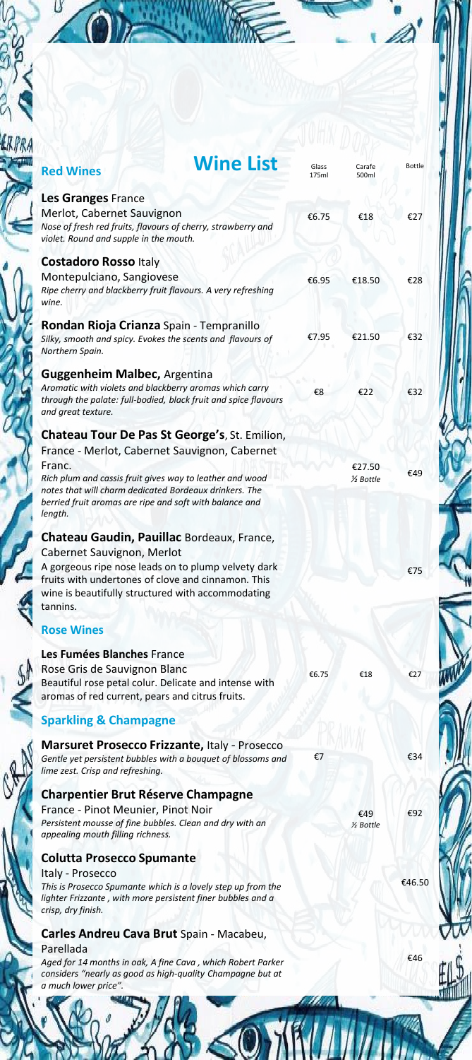# Wine List

## Red Wines

| | Glass 175ml | Carafe 500ml | Bottle |
|---|---|---|---|
| **Les Granges** France<br>Merlot, Cabernet Sauvignon<br>*Nose of fresh red fruits, flavours of cherry, strawberry and violet. Round and supple in the mouth.* | €6.75 | €18 | €27 |
| **Costadoro Rosso** Italy<br>Montepulciano, Sangiovese<br>*Ripe cherry and blackberry fruit flavours. A very refreshing wine.* | €6.95 | €18.50 | €28 |
| **Rondan Rioja Crianza** Spain - Tempranillo<br>*Silky, smooth and spicy. Evokes the scents and flavours of Northern Spain.* | €7.95 | €21.50 | €32 |
| **Guggenheim Malbec,** Argentina<br>*Aromatic with violets and blackberry aromas which carry through the palate: full-bodied, black fruit and spice flavours and great texture.* | €8 | €22 | €32 |
| **Chateau Tour De Pas St George's**, St. Emilion, France - Merlot, Cabernet Sauvignon, Cabernet Franc.<br>*Rich plum and cassis fruit gives way to leather and wood notes that will charm dedicated Bordeaux drinkers. The berried fruit aromas are ripe and soft with balance and length.* | | €27.50 *½ Bottle* | €49 |
| **Chateau Gaudin, Pauillac** Bordeaux, France, Cabernet Sauvignon, Merlot<br>A gorgeous ripe nose leads on to plump velvety dark fruits with undertones of clove and cinnamon. This wine is beautifully structured with accommodating tannins. | | | €75 |

## Rose Wines

| | Glass 175ml | Carafe 500ml | Bottle |
|---|---|---|---|
| **Les Fumées Blanches** France<br>Rose Gris de Sauvignon Blanc<br>Beautiful rose petal colur. Delicate and intense with aromas of red current, pears and citrus fruits. | €6.75 | €18 | €27 |

## Sparkling & Champagne

| | Glass 175ml | Carafe 500ml | Bottle |
|---|---|---|---|
| **Marsuret Prosecco Frizzante,** Italy - Prosecco<br>*Gentle yet persistent bubbles with a bouquet of blossoms and lime zest. Crisp and refreshing.* | €7 | | €34 |
| **Charpentier Brut Réserve Champagne**<br>France - Pinot Meunier, Pinot Noir<br>*Persistent mousse of fine bubbles. Clean and dry with an appealing mouth filling richness.* | | €49 *½ Bottle* | €92 |
| **Colutta Prosecco Spumante**<br>Italy - Prosecco<br>*This is Prosecco Spumante which is a lovely step up from the lighter Frizzante , with more persistent finer bubbles and a crisp, dry finish.* | | | €46.50 |
| **Carles Andreu Cava Brut** Spain - Macabeu, Parellada<br>*Aged for 14 months in oak, A fine Cava , which Robert Parker considers "nearly as good as high-quality Champagne but at a much lower price".* | | | €46 |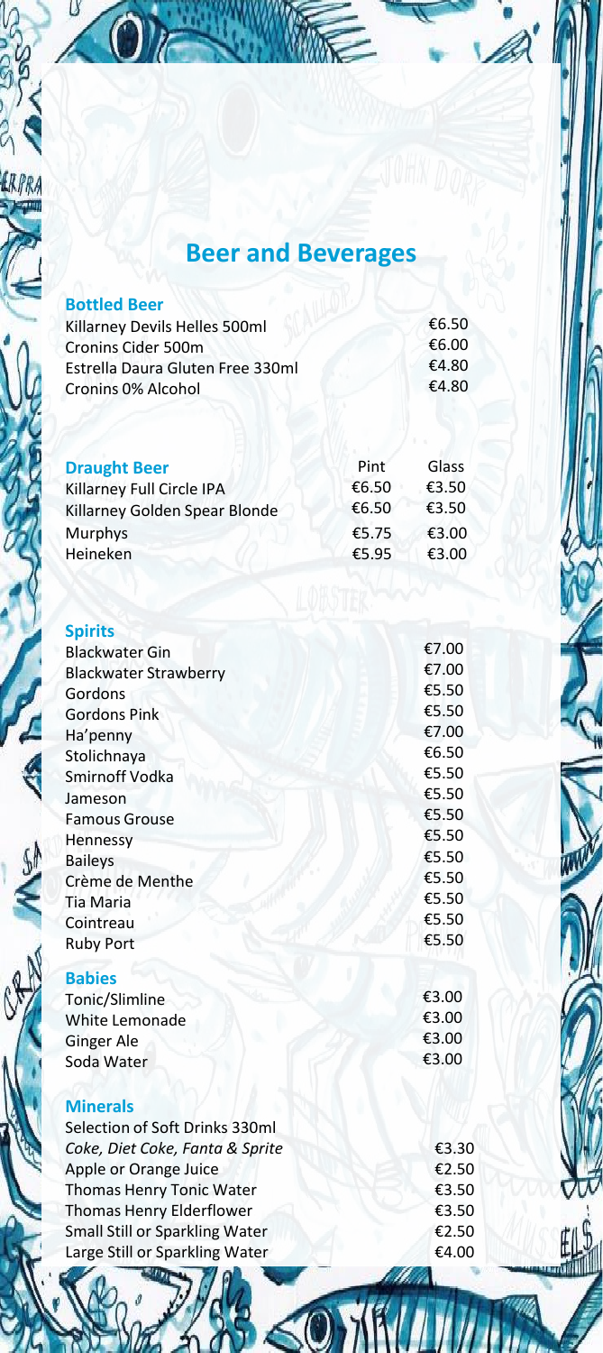# Beer and Beverages

## Bottled Beer

| | |
|---|---|
| Killarney Devils Helles 500ml | €6.50 |
| Cronins Cider 500m | €6.00 |
| Estrella Daura Gluten Free 330ml | €4.80 |
| Cronins 0% Alcohol | €4.80 |

## Draught Beer

| | Pint | Glass |
|---|---|---|
| Killarney Full Circle IPA | €6.50 | €3.50 |
| Killarney Golden Spear Blonde | €6.50 | €3.50 |
| Murphys | €5.75 | €3.00 |
| Heineken | €5.95 | €3.00 |

## Spirits

| | |
|---|---|
| Blackwater Gin | €7.00 |
| Blackwater Strawberry | €7.00 |
| Gordons | €5.50 |
| Gordons Pink | €5.50 |
| Ha'penny | €7.00 |
| Stolichnaya | €6.50 |
| Smirnoff Vodka | €5.50 |
| Jameson | €5.50 |
| Famous Grouse | €5.50 |
| Hennessy | €5.50 |
| Baileys | €5.50 |
| Crème de Menthe | €5.50 |
| Tia Maria | €5.50 |
| Cointreau | €5.50 |
| Ruby Port | €5.50 |

## Babies

| | |
|---|---|
| Tonic/Slimline | €3.00 |
| White Lemonade | €3.00 |
| Ginger Ale | €3.00 |
| Soda Water | €3.00 |

## Minerals

| | |
|---|---|
| Selection of Soft Drinks 330ml *Coke, Diet Coke, Fanta & Sprite* | €3.30 |
| Apple or Orange Juice | €2.50 |
| Thomas Henry Tonic Water | €3.50 |
| Thomas Henry Elderflower | €3.50 |
| Small Still or Sparkling Water | €2.50 |
| Large Still or Sparkling Water | €4.00 |